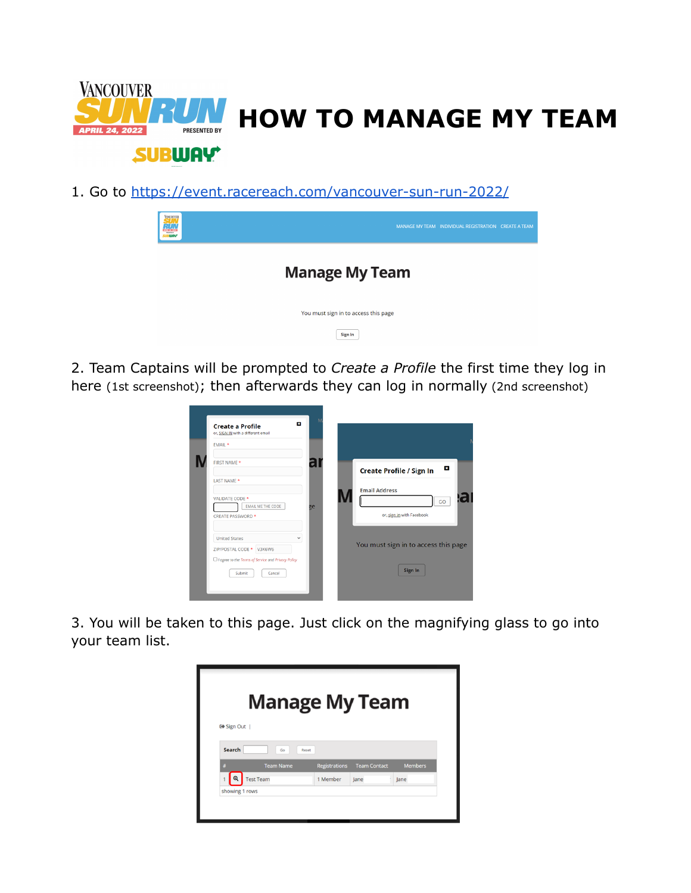# HOW TO MANAGE MY TEAM

1. Go to https://event.racereach.com/vancouver-sun-run-2022/

2. Team Captains will be prompted to *Create a Profile* the first time they log in here (1st screenshot); then afterwards they can log in normally (2nd screenshot)

3. You will be taken to this page. Just click on the magnifying glass to go into your team list.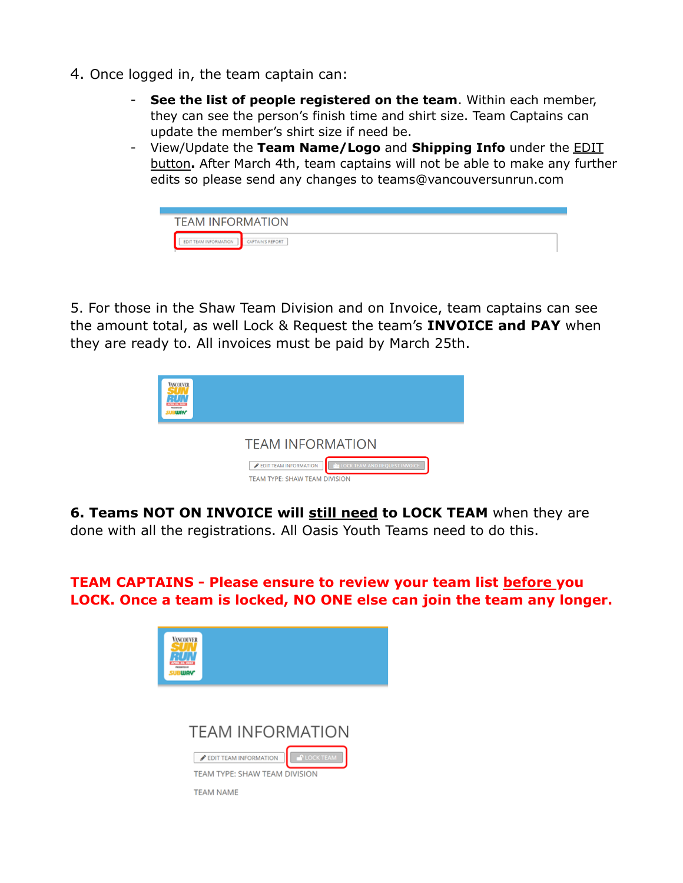4. Once logged in, the team captain can:

- **See the list of people registered on the team**. Within each member, they can see the person's finish time and shirt size. Team Captains can update the member's shirt size if need be.
- View/Update the **Team Name/Logo** and **Shipping Info** under the <u>EDIT button</u>**.** After March 4th, team captains will not be able to make any further edits so please send any changes to teams@vancouversunrun.com

5. For those in the Shaw Team Division and on Invoice, team captains can see the amount total, as well Lock & Request the team's **INVOICE and PAY** when they are ready to. All invoices must be paid by March 25th.

**6. Teams NOT ON INVOICE will <u>still need</u> to LOCK TEAM** when they are done with all the registrations. All Oasis Youth Teams need to do this.

**TEAM CAPTAINS - Please ensure to review your team list <u>before</u> you LOCK. Once a team is locked, NO ONE else can join the team any longer.**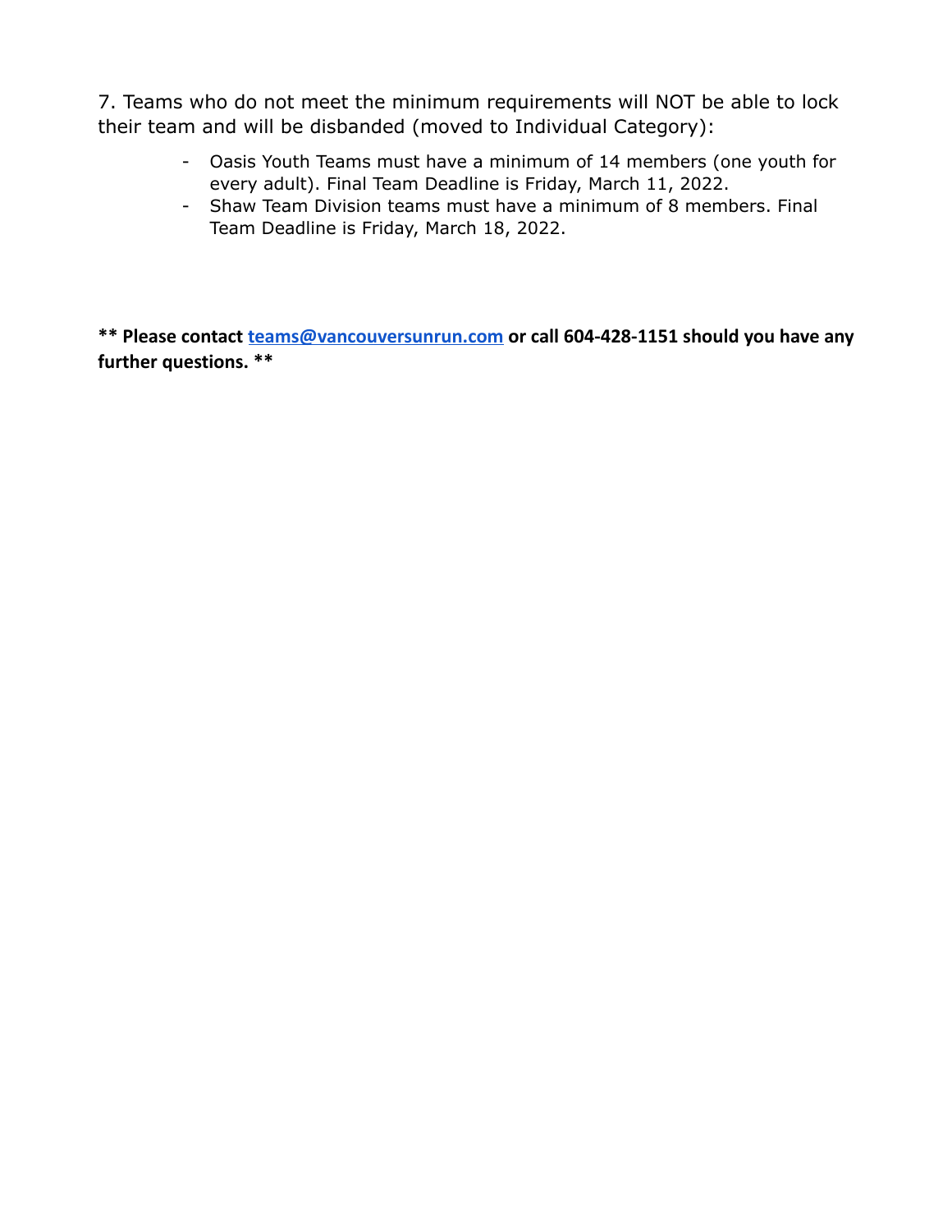7. Teams who do not meet the minimum requirements will NOT be able to lock their team and will be disbanded (moved to Individual Category):

- Oasis Youth Teams must have a minimum of 14 members (one youth for every adult). Final Team Deadline is Friday, March 11, 2022.
- Shaw Team Division teams must have a minimum of 8 members. Final Team Deadline is Friday, March 18, 2022.

**** Please contact [teams@vancouversunrun.com](mailto:teams@vancouversunrun.com) or call 604-428-1151 should you have any further questions. ****